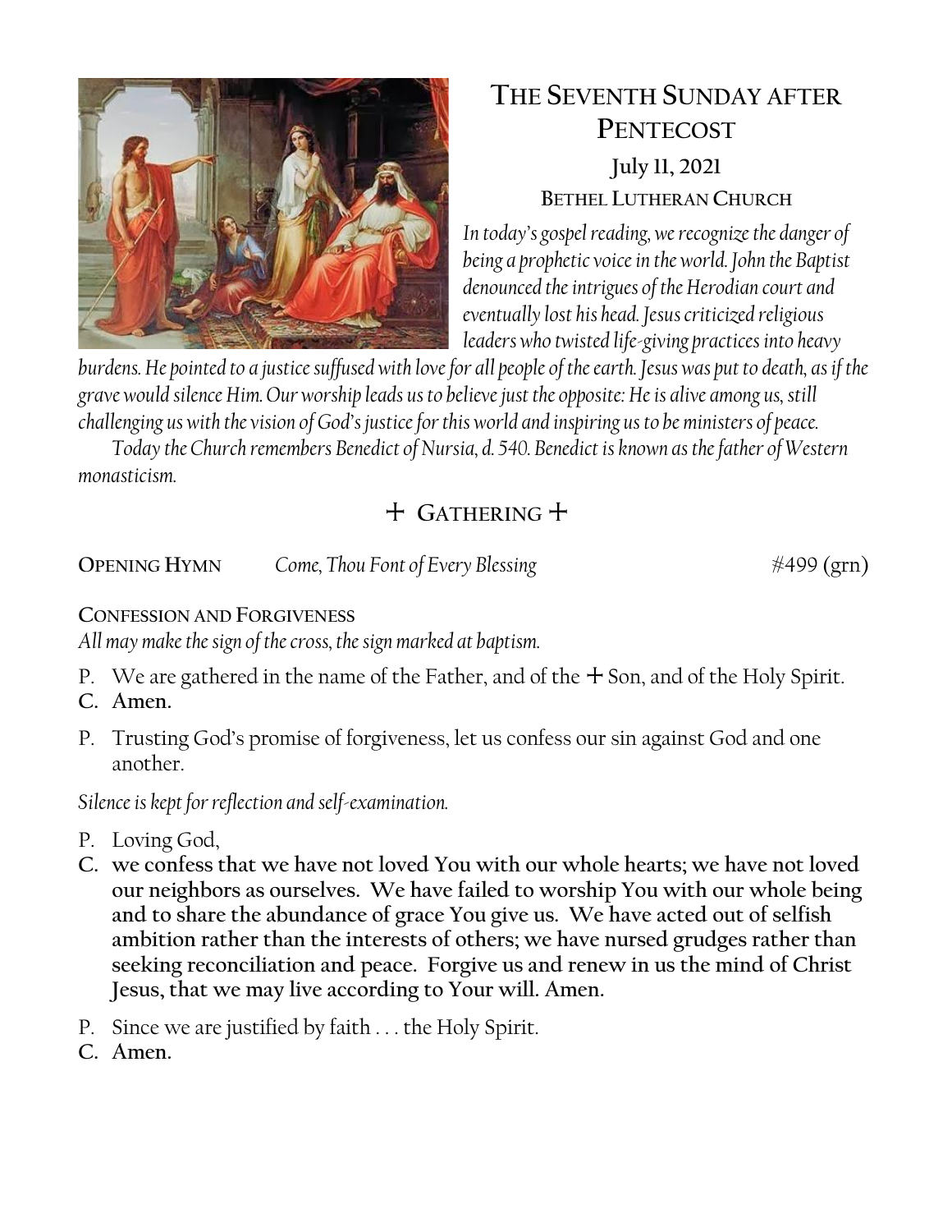# The Seventh Sunday after Pentecost

**July 11, 2021**

**Bethel Lutheran Church**

*In today's gospel reading, we recognize the danger of being a prophetic voice in the world. John the Baptist denounced the intrigues of the Herodian court and eventually lost his head. Jesus criticized religious leaders who twisted life-giving practices into heavy burdens. He pointed to a justice suffused with love for all people of the earth. Jesus was put to death, as if the grave would silence Him. Our worship leads us to believe just the opposite: He is alive among us, still challenging us with the vision of God's justice for this world and inspiring us to be ministers of peace.*

*Today the Church remembers Benedict of Nursia, d. 540. Benedict is known as the father of Western monasticism.*

## + Gathering +

**Opening Hymn** *Come, Thou Font of Every Blessing* #499 (grn)

**Confession and Forgiveness**

*All may make the sign of the cross, the sign marked at baptism.*

P. We are gathered in the name of the Father, and of the + Son, and of the Holy Spirit.

**C. Amen.**

P. Trusting God's promise of forgiveness, let us confess our sin against God and one another.

*Silence is kept for reflection and self-examination.*

P. Loving God,

**C. we confess that we have not loved You with our whole hearts; we have not loved our neighbors as ourselves. We have failed to worship You with our whole being and to share the abundance of grace You give us. We have acted out of selfish ambition rather than the interests of others; we have nursed grudges rather than seeking reconciliation and peace. Forgive us and renew in us the mind of Christ Jesus, that we may live according to Your will. Amen.**

P. Since we are justified by faith . . . the Holy Spirit.

**C. Amen.**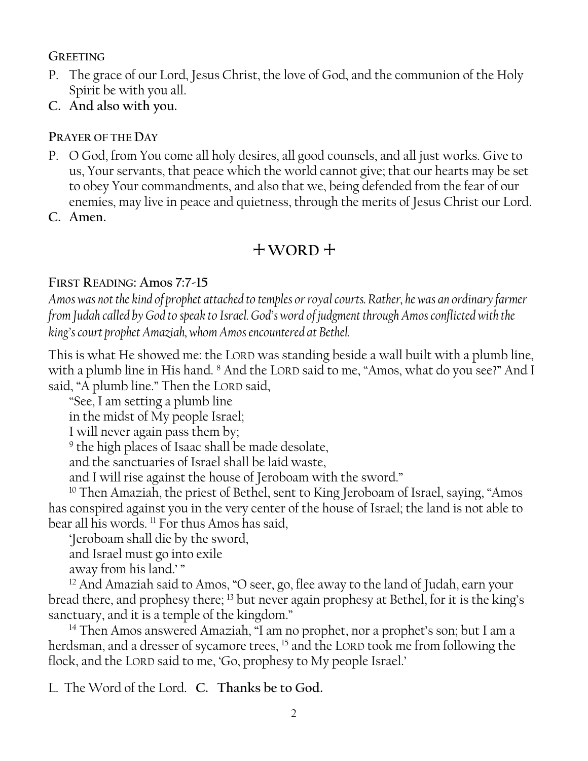## Greeting

P. The grace of our Lord, Jesus Christ, the love of God, and the communion of the Holy Spirit be with you all.

**C. And also with you.**

## Prayer of the Day

P. O God, from You come all holy desires, all good counsels, and all just works. Give to us, Your servants, that peace which the world cannot give; that our hearts may be set to obey Your commandments, and also that we, being defended from the fear of our enemies, may live in peace and quietness, through the merits of Jesus Christ our Lord.

**C. Amen.**

# + WORD +

## First Reading: Amos 7:7-15

*Amos was not the kind of prophet attached to temples or royal courts. Rather, he was an ordinary farmer from Judah called by God to speak to Israel. God's word of judgment through Amos conflicted with the king's court prophet Amaziah, whom Amos encountered at Bethel.*

This is what He showed me: the LORD was standing beside a wall built with a plumb line, with a plumb line in His hand. [8] And the LORD said to me, "Amos, what do you see?" And I said, "A plumb line." Then the LORD said,

"See, I am setting a plumb line
in the midst of My people Israel;
I will never again pass them by;
[9] the high places of Isaac shall be made desolate,
and the sanctuaries of Israel shall be laid waste,
and I will rise against the house of Jeroboam with the sword."

[10] Then Amaziah, the priest of Bethel, sent to King Jeroboam of Israel, saying, "Amos has conspired against you in the very center of the house of Israel; the land is not able to bear all his words. [11] For thus Amos has said,

'Jeroboam shall die by the sword,
and Israel must go into exile
away from his land.' "

[12] And Amaziah said to Amos, "O seer, go, flee away to the land of Judah, earn your bread there, and prophesy there; [13] but never again prophesy at Bethel, for it is the king's sanctuary, and it is a temple of the kingdom."

[14] Then Amos answered Amaziah, "I am no prophet, nor a prophet's son; but I am a herdsman, and a dresser of sycamore trees, [15] and the LORD took me from following the flock, and the LORD said to me, 'Go, prophesy to My people Israel.'

L. The Word of the Lord. **C. Thanks be to God.**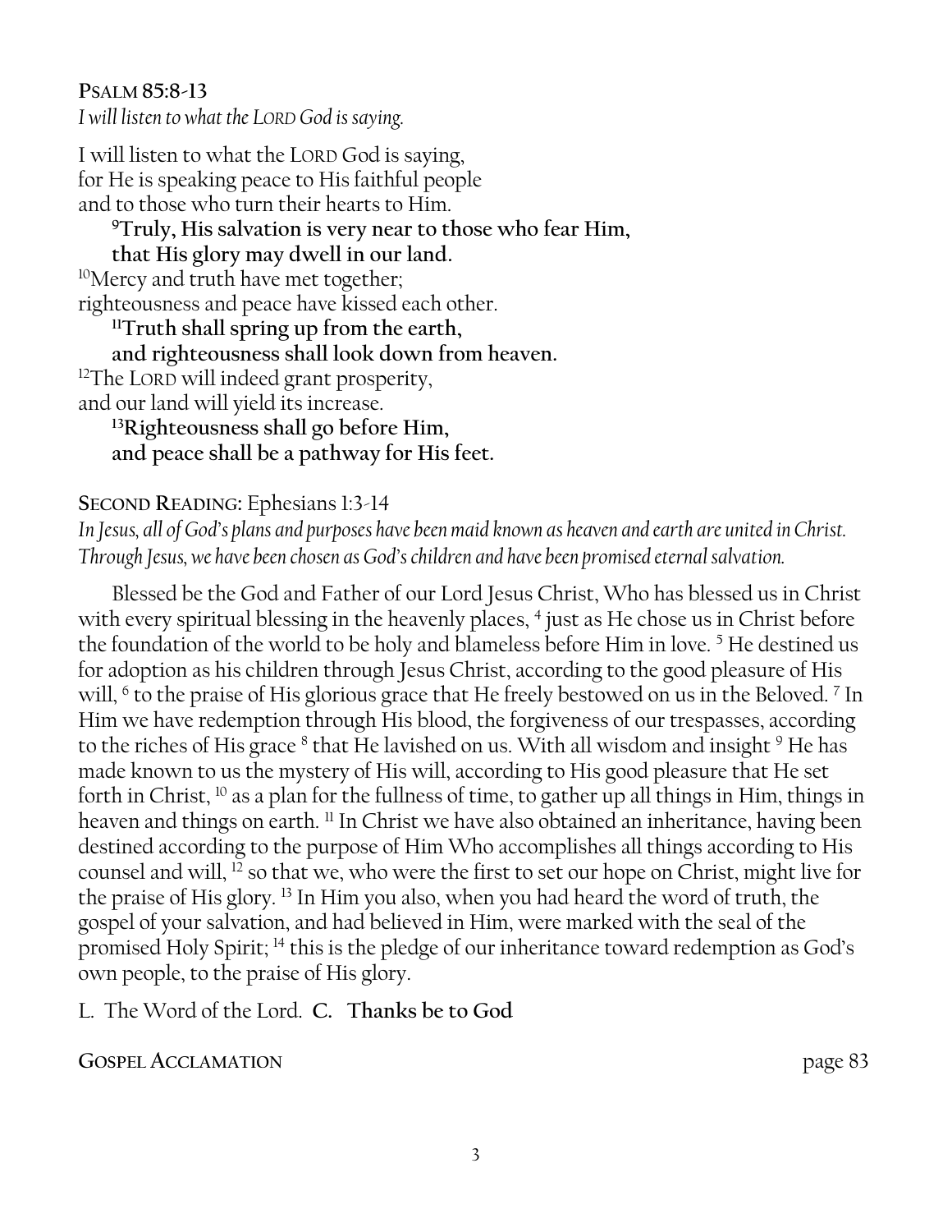**PSALM 85:8-13**
*I will listen to what the LORD God is saying.*

I will listen to what the LORD God is saying,
for He is speaking peace to His faithful people
and to those who turn their hearts to Him.
**[9]Truly, His salvation is very near to those who fear Him,**
**that His glory may dwell in our land.**
[10]Mercy and truth have met together;
righteousness and peace have kissed each other.
**[11]Truth shall spring up from the earth,**
**and righteousness shall look down from heaven.**
[12]The LORD will indeed grant prosperity,
and our land will yield its increase.
**[13]Righteousness shall go before Him,**
**and peace shall be a pathway for His feet.**

**SECOND READING:** Ephesians 1:3-14
*In Jesus, all of God's plans and purposes have been maid known as heaven and earth are united in Christ. Through Jesus, we have been chosen as God's children and have been promised eternal salvation.*

Blessed be the God and Father of our Lord Jesus Christ, Who has blessed us in Christ with every spiritual blessing in the heavenly places, [4] just as He chose us in Christ before the foundation of the world to be holy and blameless before Him in love. [5] He destined us for adoption as his children through Jesus Christ, according to the good pleasure of His will, [6] to the praise of His glorious grace that He freely bestowed on us in the Beloved. [7] In Him we have redemption through His blood, the forgiveness of our trespasses, according to the riches of His grace [8] that He lavished on us. With all wisdom and insight [9] He has made known to us the mystery of His will, according to His good pleasure that He set forth in Christ, [10] as a plan for the fullness of time, to gather up all things in Him, things in heaven and things on earth. [11] In Christ we have also obtained an inheritance, having been destined according to the purpose of Him Who accomplishes all things according to His counsel and will, [12] so that we, who were the first to set our hope on Christ, might live for the praise of His glory. [13] In Him you also, when you had heard the word of truth, the gospel of your salvation, and had believed in Him, were marked with the seal of the promised Holy Spirit; [14] this is the pledge of our inheritance toward redemption as God's own people, to the praise of His glory.

L. The Word of the Lord. **C. Thanks be to God**

**GOSPEL ACCLAMATION** page 83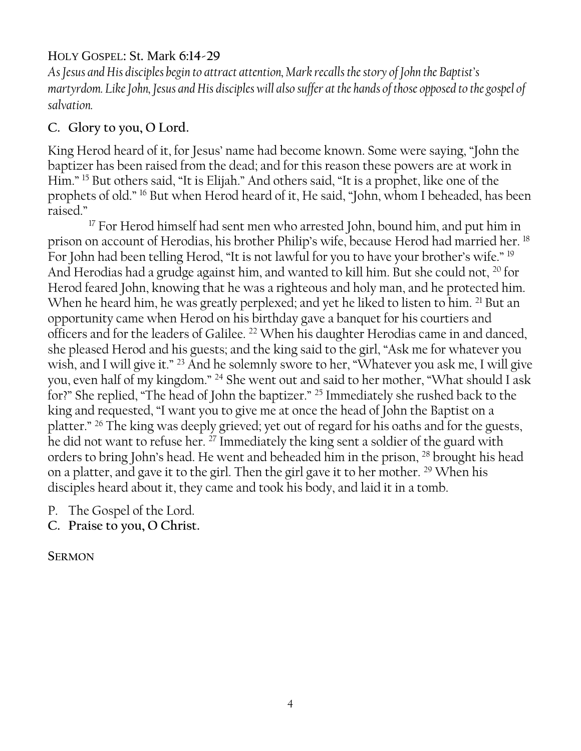HOLY GOSPEL: St. Mark 6:14-29

*As Jesus and His disciples begin to attract attention, Mark recalls the story of John the Baptist's martyrdom. Like John, Jesus and His disciples will also suffer at the hands of those opposed to the gospel of salvation.*

C. **Glory to you, O Lord.**

King Herod heard of it, for Jesus' name had become known. Some were saying, "John the baptizer has been raised from the dead; and for this reason these powers are at work in Him." [15] But others said, "It is Elijah." And others said, "It is a prophet, like one of the prophets of old." [16] But when Herod heard of it, He said, "John, whom I beheaded, has been raised."

[17] For Herod himself had sent men who arrested John, bound him, and put him in prison on account of Herodias, his brother Philip's wife, because Herod had married her. [18] For John had been telling Herod, "It is not lawful for you to have your brother's wife." [19] And Herodias had a grudge against him, and wanted to kill him. But she could not, [20] for Herod feared John, knowing that he was a righteous and holy man, and he protected him. When he heard him, he was greatly perplexed; and yet he liked to listen to him. [21] But an opportunity came when Herod on his birthday gave a banquet for his courtiers and officers and for the leaders of Galilee. [22] When his daughter Herodias came in and danced, she pleased Herod and his guests; and the king said to the girl, "Ask me for whatever you wish, and I will give it." [23] And he solemnly swore to her, "Whatever you ask me, I will give you, even half of my kingdom." [24] She went out and said to her mother, "What should I ask for?" She replied, "The head of John the baptizer." [25] Immediately she rushed back to the king and requested, "I want you to give me at once the head of John the Baptist on a platter." [26] The king was deeply grieved; yet out of regard for his oaths and for the guests, he did not want to refuse her. [27] Immediately the king sent a soldier of the guard with orders to bring John's head. He went and beheaded him in the prison, [28] brought his head on a platter, and gave it to the girl. Then the girl gave it to her mother. [29] When his disciples heard about it, they came and took his body, and laid it in a tomb.

P. The Gospel of the Lord.

C. **Praise to you, O Christ.**

SERMON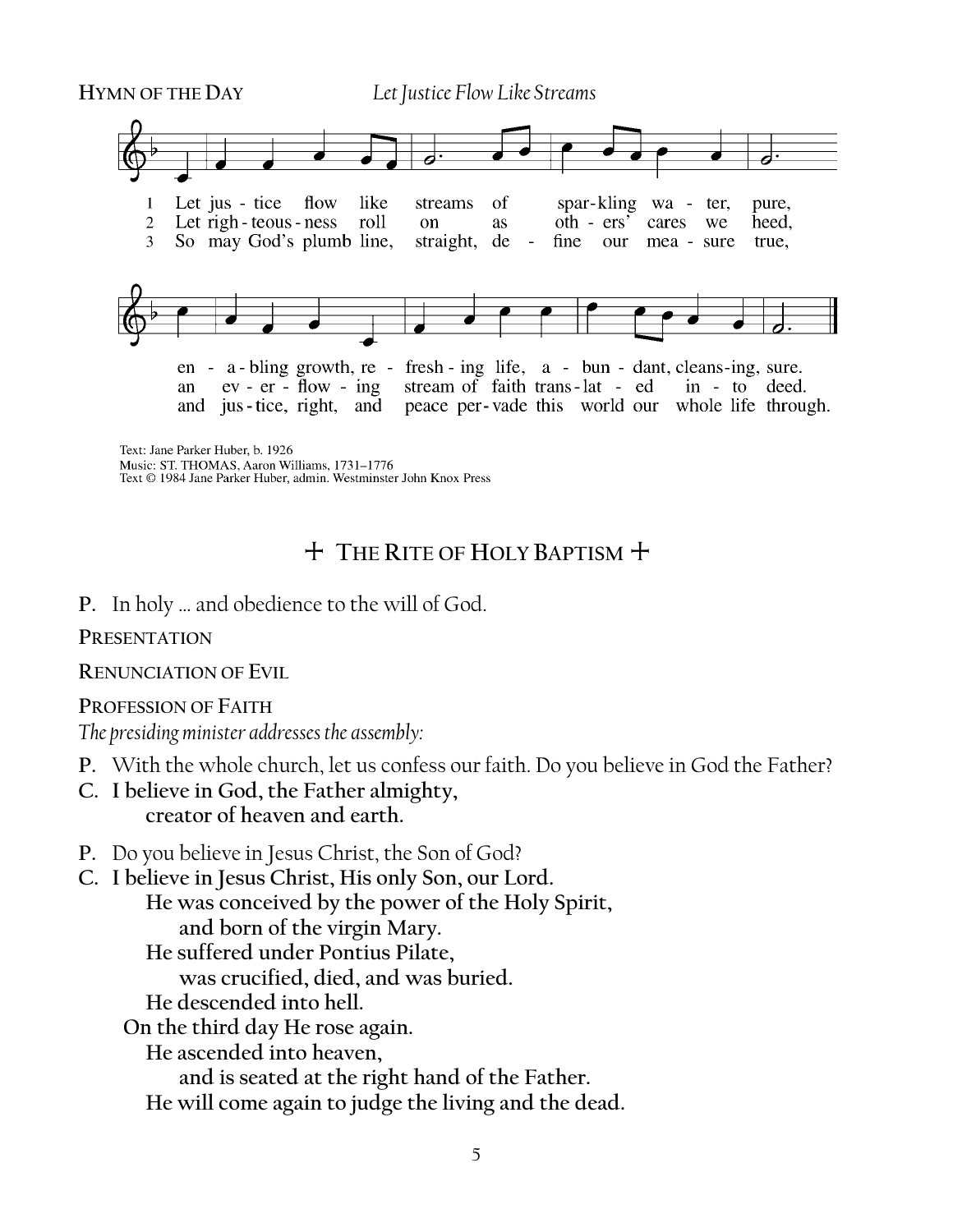**HYMN OF THE DAY** *Let Justice Flow Like Streams*

1 Let justice flow like streams of sparkling water, pure,
en-abling growth, refreshing life, abundant, cleansing, sure.

2 Let righteousness roll on as others' cares we heed,
an ever-flowing stream of faith translated into deed.

3 So may God's plumb line, straight, define our measure true,
and justice, right, and peace pervade this world our whole life through.

Text: Jane Parker Huber, b. 1926
Music: ST. THOMAS, Aaron Williams, 1731–1776
Text © 1984 Jane Parker Huber, admin. Westminster John Knox Press

## + THE RITE OF HOLY BAPTISM +

**P.** In holy … and obedience to the will of God.

**PRESENTATION**

**RENUNCIATION OF EVIL**

**PROFESSION OF FAITH**

*The presiding minister addresses the assembly:*

**P.** With the whole church, let us confess our faith. Do you believe in God the Father?

**C. I believe in God, the Father almighty,**
**creator of heaven and earth.**

**P.** Do you believe in Jesus Christ, the Son of God?

**C. I believe in Jesus Christ, His only Son, our Lord.**
**He was conceived by the power of the Holy Spirit,**
**and born of the virgin Mary.**
**He suffered under Pontius Pilate,**
**was crucified, died, and was buried.**
**He descended into hell.**
**On the third day He rose again.**
**He ascended into heaven,**
**and is seated at the right hand of the Father.**
**He will come again to judge the living and the dead.**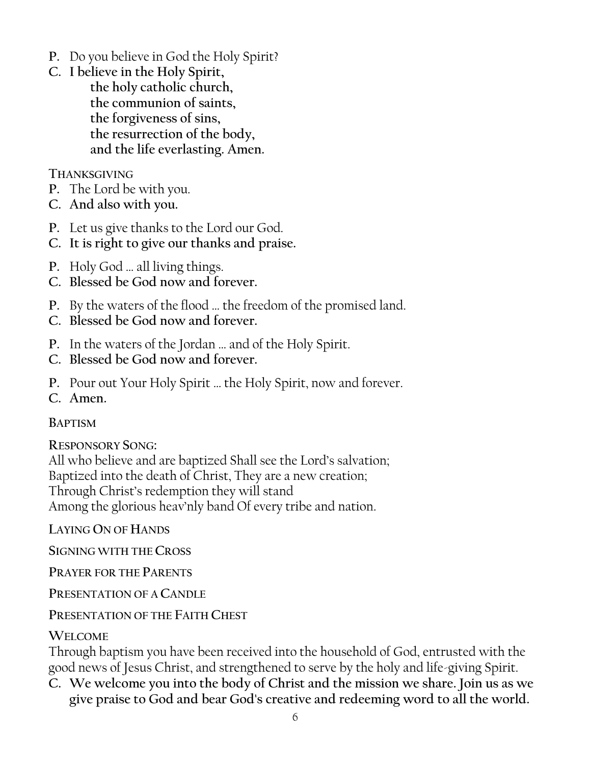**P.** Do you believe in God the Holy Spirit?

**C. I believe in the Holy Spirit,**
**the holy catholic church,**
**the communion of saints,**
**the forgiveness of sins,**
**the resurrection of the body,**
**and the life everlasting. Amen.**

THANKSGIVING

**P.** The Lord be with you.

**C. And also with you.**

**P.** Let us give thanks to the Lord our God.

**C. It is right to give our thanks and praise.**

**P.** Holy God … all living things.

**C. Blessed be God now and forever.**

**P.** By the waters of the flood … the freedom of the promised land.

**C. Blessed be God now and forever.**

**P.** In the waters of the Jordan … and of the Holy Spirit.

**C. Blessed be God now and forever.**

**P.** Pour out Your Holy Spirit … the Holy Spirit, now and forever.

**C. Amen.**

BAPTISM

RESPONSORY SONG:

All who believe and are baptized Shall see the Lord's salvation;
Baptized into the death of Christ, They are a new creation;
Through Christ's redemption they will stand
Among the glorious heav'nly band Of every tribe and nation.

LAYING ON OF HANDS

SIGNING WITH THE CROSS

PRAYER FOR THE PARENTS

PRESENTATION OF A CANDLE

PRESENTATION OF THE FAITH CHEST

WELCOME

Through baptism you have been received into the household of God, entrusted with the good news of Jesus Christ, and strengthened to serve by the holy and life-giving Spirit.

**C. We welcome you into the body of Christ and the mission we share. Join us as we give praise to God and bear God's creative and redeeming word to all the world.**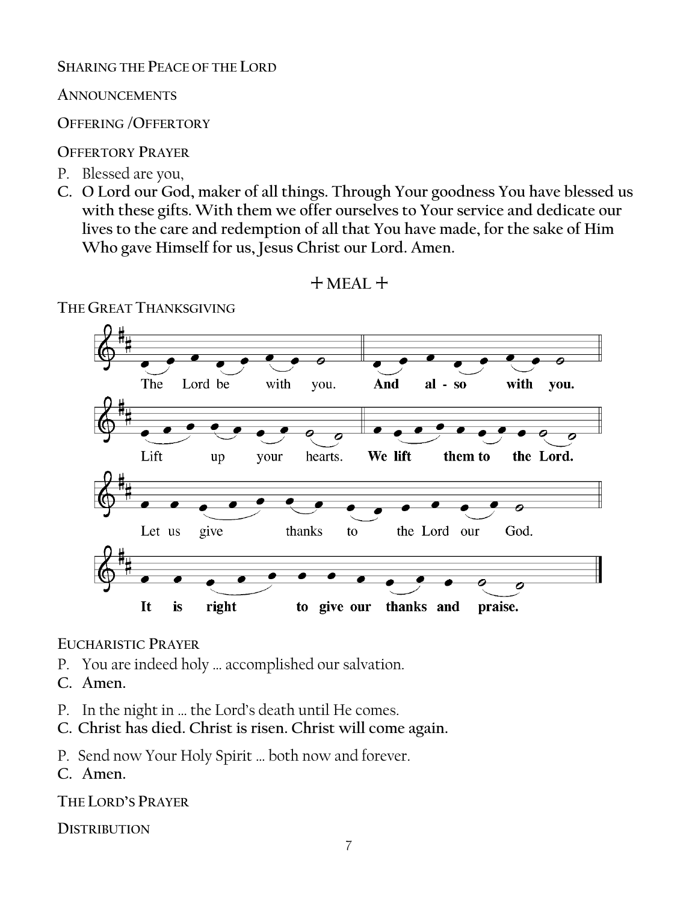SHARING THE PEACE OF THE LORD

ANNOUNCEMENTS

OFFERING /OFFERTORY

OFFERTORY PRAYER

P. Blessed are you,

**C. O Lord our God, maker of all things. Through Your goodness You have blessed us with these gifts. With them we offer ourselves to Your service and dedicate our lives to the care and redemption of all that You have made, for the sake of Him Who gave Himself for us, Jesus Christ our Lord. Amen.**

## + MEAL +

THE GREAT THANKSGIVING

The Lord be with you. **And also with you.**

Lift up your hearts. **We lift them to the Lord.**

Let us give thanks to the Lord our God.

**It is right to give our thanks and praise.**

EUCHARISTIC PRAYER

P. You are indeed holy … accomplished our salvation.

**C. Amen.**

P. In the night in … the Lord's death until He comes.

**C. Christ has died. Christ is risen. Christ will come again.**

P. Send now Your Holy Spirit … both now and forever.

**C. Amen.**

THE LORD'S PRAYER

DISTRIBUTION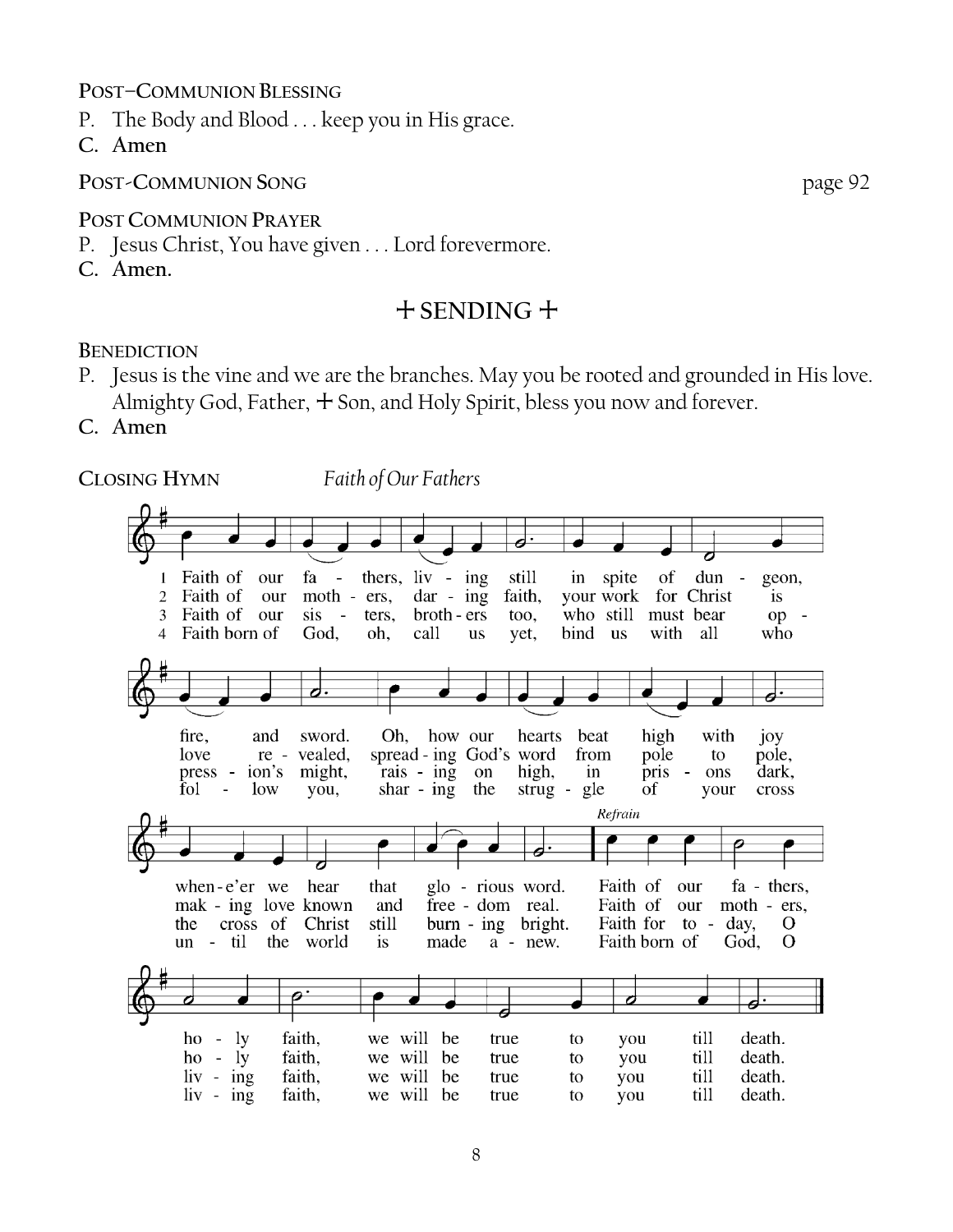**Post–Communion Blessing**

P. The Body and Blood . . . keep you in His grace.

**C. Amen**

**Post-Communion Song** page 92

**Post Communion Prayer**

P. Jesus Christ, You have given . . . Lord forevermore.

**C. Amen.**

## ✛ SENDING ✛

**Benediction**

P. Jesus is the vine and we are the branches. May you be rooted and grounded in His love. Almighty God, Father, ✛ Son, and Holy Spirit, bless you now and forever.

**C. Amen**

**Closing Hymn** *Faith of Our Fathers*

1 Faith of our fathers, living still in spite of dungeon, fire, and sword. Oh, how our hearts beat high with joy whene'er we hear that glorious word. *Refrain:* Faith of our fathers, holy faith, we will be true to you till death.

2 Faith of our mothers, daring faith, your work for Christ is love revealed, spreading God's word from pole to pole, making love known and freedom real. Faith of our mothers, holy faith, we will be true to you till death.

3 Faith of our sisters, brothers too, who still must bear oppression's might, raising on high, in prisons dark, the cross of Christ still burning bright. Faith for today, O living faith, we will be true to you till death.

4 Faith born of God, oh, call us yet, bind us with all who follow you, sharing the struggle of your cross until the world is made anew. Faith born of God, O living faith, we will be true to you till death.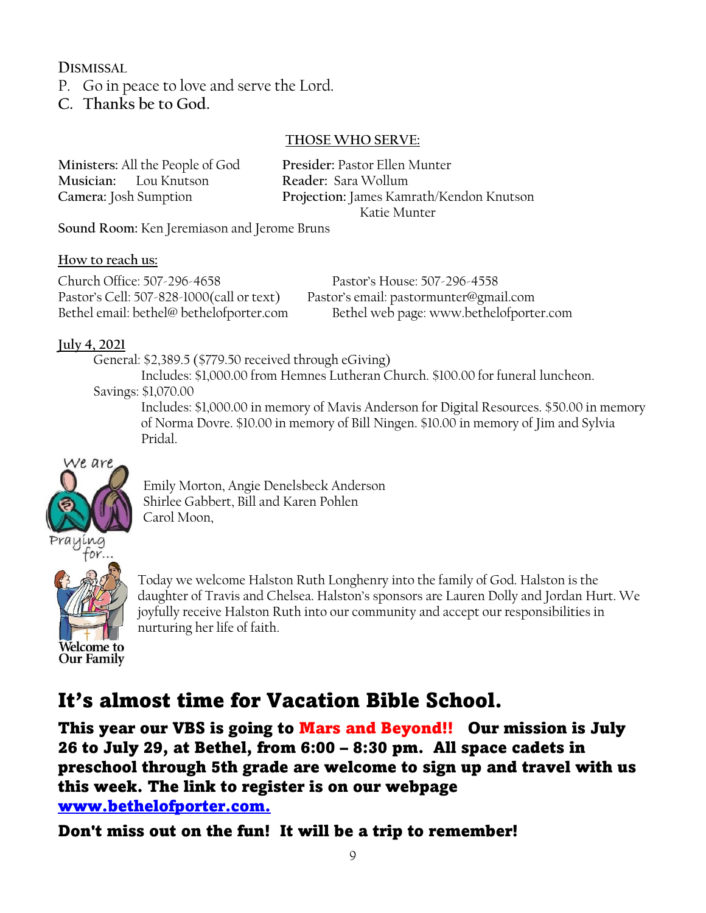**DISMISSAL**

P. Go in peace to love and serve the Lord.

**C. Thanks be to God.**

## THOSE WHO SERVE:

**Ministers:** All the People of God
**Musician:** Lou Knutson
**Camera:** Josh Sumption
**Presider:** Pastor Ellen Munter
**Reader:** Sara Wollum
**Projection:** James Kamrath/Kendon Knutson
Katie Munter
**Sound Room:** Ken Jeremiason and Jerome Bruns

**How to reach us:**

Church Office: 507-296-4658
Pastor's House: 507-296-4558
Pastor's Cell: 507-828-1000(call or text)
Pastor's email: pastormunter@gmail.com
Bethel email: bethel@ bethelofporter.com
Bethel web page: www.bethelofporter.com

**July 4, 2021**

General: $2,389.5 ($779.50 received through eGiving)
Includes: $1,000.00 from Hemnes Lutheran Church. $100.00 for funeral luncheon.

Savings: $1,070.00
Includes: $1,000.00 in memory of Mavis Anderson for Digital Resources. $50.00 in memory of Norma Dovre. $10.00 in memory of Bill Ningen. $10.00 in memory of Jim and Sylvia Pridal.

We are Praying for...

Emily Morton, Angie Denelsbeck Anderson
Shirlee Gabbert, Bill and Karen Pohlen
Carol Moon,

Welcome to Our Family

Today we welcome Halston Ruth Longhenry into the family of God. Halston is the daughter of Travis and Chelsea. Halston's sponsors are Lauren Dolly and Jordan Hurt. We joyfully receive Halston Ruth into our community and accept our responsibilities in nurturing her life of faith.

# It's almost time for Vacation Bible School.

**This year our VBS is going to Mars and Beyond!! Our mission is July 26 to July 29, at Bethel, from 6:00 – 8:30 pm. All space cadets in preschool through 5th grade are welcome to sign up and travel with us this week. The link to register is on our webpage www.bethelofporter.com.**

**Don't miss out on the fun! It will be a trip to remember!**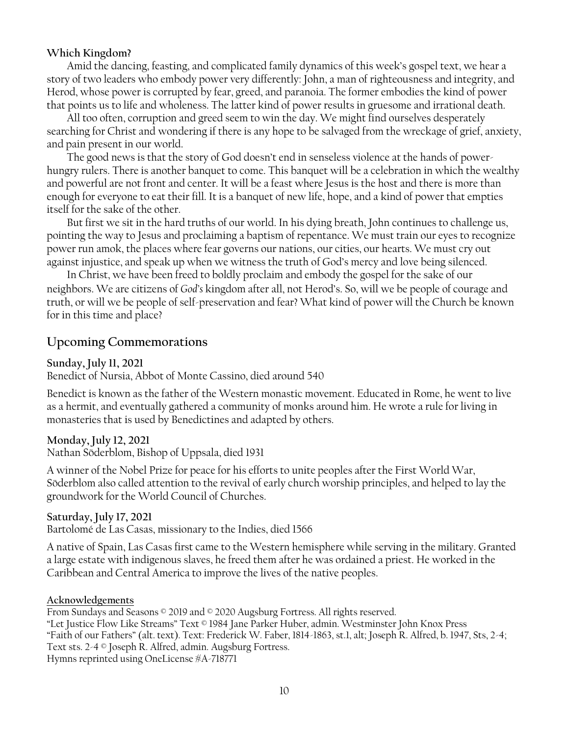### Which Kingdom?

Amid the dancing, feasting, and complicated family dynamics of this week's gospel text, we hear a story of two leaders who embody power very differently: John, a man of righteousness and integrity, and Herod, whose power is corrupted by fear, greed, and paranoia. The former embodies the kind of power that points us to life and wholeness. The latter kind of power results in gruesome and irrational death.

All too often, corruption and greed seem to win the day. We might find ourselves desperately searching for Christ and wondering if there is any hope to be salvaged from the wreckage of grief, anxiety, and pain present in our world.

The good news is that the story of God doesn't end in senseless violence at the hands of power-hungry rulers. There is another banquet to come. This banquet will be a celebration in which the wealthy and powerful are not front and center. It will be a feast where Jesus is the host and there is more than enough for everyone to eat their fill. It is a banquet of new life, hope, and a kind of power that empties itself for the sake of the other.

But first we sit in the hard truths of our world. In his dying breath, John continues to challenge us, pointing the way to Jesus and proclaiming a baptism of repentance. We must train our eyes to recognize power run amok, the places where fear governs our nations, our cities, our hearts. We must cry out against injustice, and speak up when we witness the truth of God's mercy and love being silenced.

In Christ, we have been freed to boldly proclaim and embody the gospel for the sake of our neighbors. We are citizens of *God's* kingdom after all, not Herod's. So, will we be people of courage and truth, or will we be people of self-preservation and fear? What kind of power will the Church be known for in this time and place?

## Upcoming Commemorations

**Sunday, July 11, 2021**
Benedict of Nursia, Abbot of Monte Cassino, died around 540

Benedict is known as the father of the Western monastic movement. Educated in Rome, he went to live as a hermit, and eventually gathered a community of monks around him. He wrote a rule for living in monasteries that is used by Benedictines and adapted by others.

**Monday, July 12, 2021**
Nathan Söderblom, Bishop of Uppsala, died 1931

A winner of the Nobel Prize for peace for his efforts to unite peoples after the First World War, Söderblom also called attention to the revival of early church worship principles, and helped to lay the groundwork for the World Council of Churches.

**Saturday, July 17, 2021**
Bartolomé de Las Casas, missionary to the Indies, died 1566

A native of Spain, Las Casas first came to the Western hemisphere while serving in the military. Granted a large estate with indigenous slaves, he freed them after he was ordained a priest. He worked in the Caribbean and Central America to improve the lives of the native peoples.

**Acknowledgements**

From Sundays and Seasons © 2019 and © 2020 Augsburg Fortress. All rights reserved.
"Let Justice Flow Like Streams" Text © 1984 Jane Parker Huber, admin. Westminster John Knox Press
"Faith of our Fathers" (alt. text). Text: Frederick W. Faber, 1814-1863, st.1, alt; Joseph R. Alfred, b. 1947, Sts, 2-4; Text sts. 2-4 © Joseph R. Alfred, admin. Augsburg Fortress.
Hymns reprinted using OneLicense #A-718771